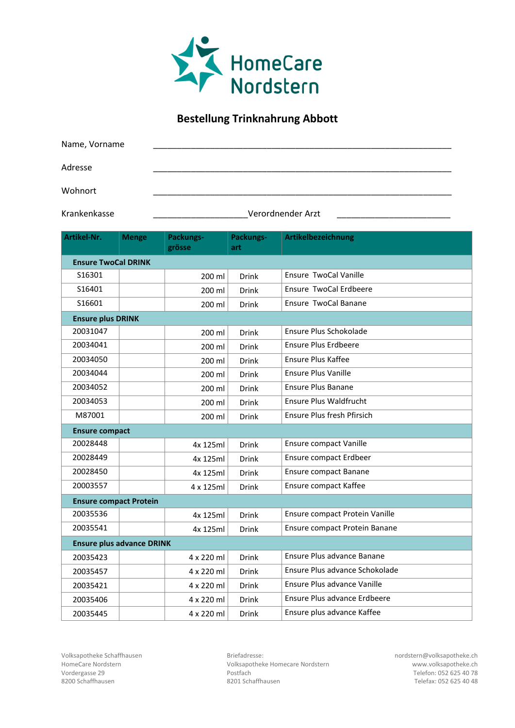HomeCare Nordstern

# Bestellung Trinknahrung Abbott

Name, Vorname ________________________________________________

Adresse ________________________________________________

Wohnort ________________________________________________

Krankenkasse ____________________ Verordnender Arzt ________________________

| Artikel-Nr. | Menge | Packungs-grösse | Packungs-art | Artikelbezeichnung |
|---|---|---|---|---|
| **Ensure TwoCal DRINK** | | | | |
| S16301 | | 200 ml | Drink | Ensure TwoCal Vanille |
| S16401 | | 200 ml | Drink | Ensure TwoCal Erdbeere |
| S16601 | | 200 ml | Drink | Ensure TwoCal Banane |
| **Ensure plus DRINK** | | | | |
| 20031047 | | 200 ml | Drink | Ensure Plus Schokolade |
| 20034041 | | 200 ml | Drink | Ensure Plus Erdbeere |
| 20034050 | | 200 ml | Drink | Ensure Plus Kaffee |
| 20034044 | | 200 ml | Drink | Ensure Plus Vanille |
| 20034052 | | 200 ml | Drink | Ensure Plus Banane |
| 20034053 | | 200 ml | Drink | Ensure Plus Waldfrucht |
| M87001 | | 200 ml | Drink | Ensure Plus fresh Pfirsich |
| **Ensure compact** | | | | |
| 20028448 | | 4x 125ml | Drink | Ensure compact Vanille |
| 20028449 | | 4x 125ml | Drink | Ensure compact Erdbeer |
| 20028450 | | 4x 125ml | Drink | Ensure compact Banane |
| 20003557 | | 4 x 125ml | Drink | Ensure compact Kaffee |
| **Ensure compact Protein** | | | | |
| 20035536 | | 4x 125ml | Drink | Ensure compact Protein Vanille |
| 20035541 | | 4x 125ml | Drink | Ensure compact Protein Banane |
| **Ensure plus advance DRINK** | | | | |
| 20035423 | | 4 x 220 ml | Drink | Ensure Plus advance Banane |
| 20035457 | | 4 x 220 ml | Drink | Ensure Plus advance Schokolade |
| 20035421 | | 4 x 220 ml | Drink | Ensure Plus advance Vanille |
| 20035406 | | 4 x 220 ml | Drink | Ensure Plus advance Erdbeere |
| 20035445 | | 4 x 220 ml | Drink | Ensure plus advance Kaffee |

Volksapotheke Schaffhausen
HomeCare Nordstern
Vordergasse 29
8200 Schaffhausen

Briefadresse:
Volksapotheke Homecare Nordstern
Postfach
8201 Schaffhausen

nordstern@volksapotheke.ch
www.volksapotheke.ch
Telefon: 052 625 40 78
Telefax: 052 625 40 48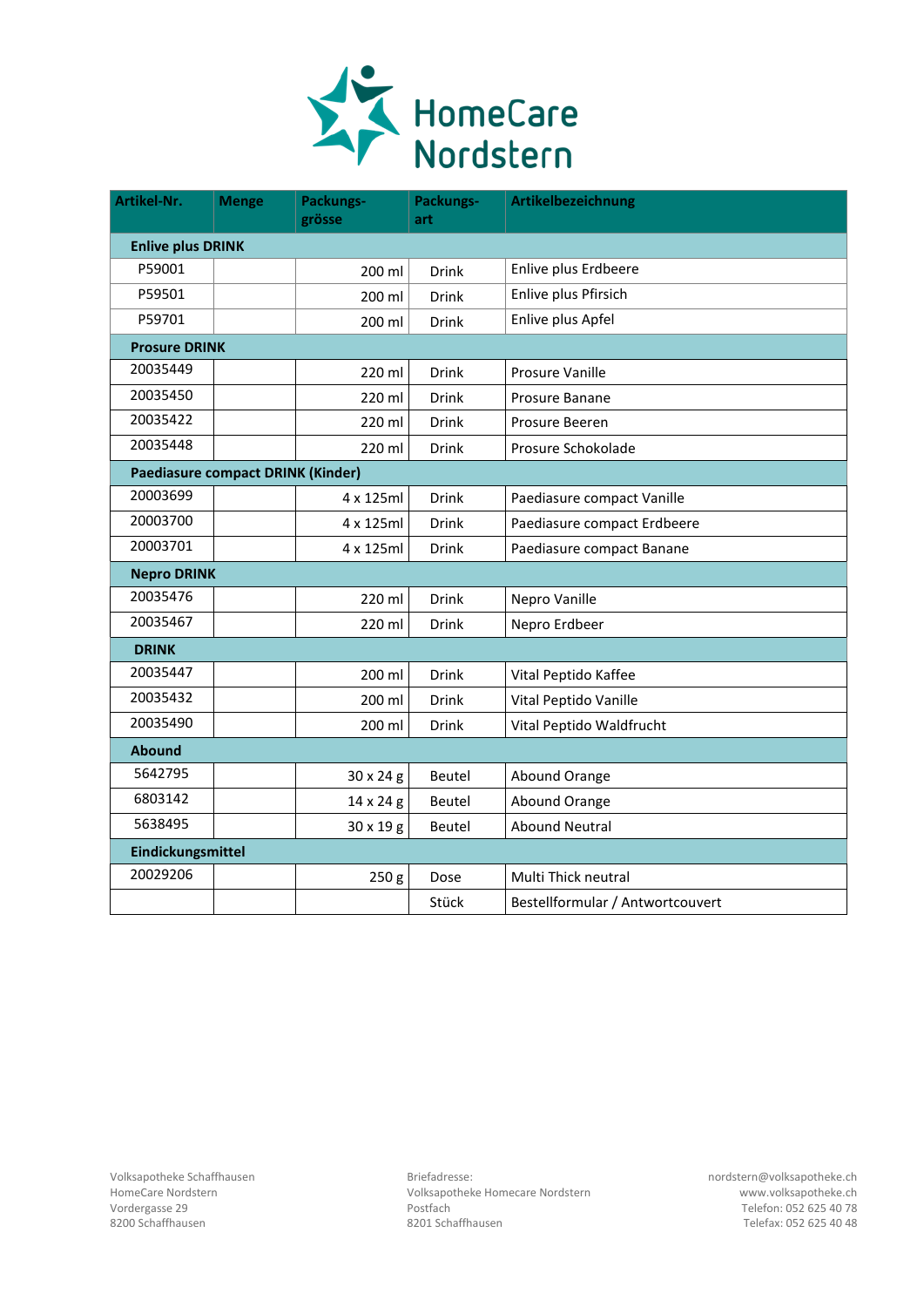HomeCare Nordstern

| Artikel-Nr. | Menge | Packungs-grösse | Packungs-art | Artikelbezeichnung |
|---|---|---|---|---|
| **Enlive plus DRINK** | | | | |
| P59001 | | 200 ml | Drink | Enlive plus Erdbeere |
| P59501 | | 200 ml | Drink | Enlive plus Pfirsich |
| P59701 | | 200 ml | Drink | Enlive plus Apfel |
| **Prosure DRINK** | | | | |
| 20035449 | | 220 ml | Drink | Prosure Vanille |
| 20035450 | | 220 ml | Drink | Prosure Banane |
| 20035422 | | 220 ml | Drink | Prosure Beeren |
| 20035448 | | 220 ml | Drink | Prosure Schokolade |
| **Paediasure compact DRINK (Kinder)** | | | | |
| 20003699 | | 4 x 125ml | Drink | Paediasure compact Vanille |
| 20003700 | | 4 x 125ml | Drink | Paediasure compact Erdbeere |
| 20003701 | | 4 x 125ml | Drink | Paediasure compact Banane |
| **Nepro DRINK** | | | | |
| 20035476 | | 220 ml | Drink | Nepro Vanille |
| 20035467 | | 220 ml | Drink | Nepro Erdbeer |
| **DRINK** | | | | |
| 20035447 | | 200 ml | Drink | Vital Peptido Kaffee |
| 20035432 | | 200 ml | Drink | Vital Peptido Vanille |
| 20035490 | | 200 ml | Drink | Vital Peptido Waldfrucht |
| **Abound** | | | | |
| 5642795 | | 30 x 24 g | Beutel | Abound Orange |
| 6803142 | | 14 x 24 g | Beutel | Abound Orange |
| 5638495 | | 30 x 19 g | Beutel | Abound Neutral |
| **Eindickungsmittel** | | | | |
| 20029206 | | 250 g | Dose | Multi Thick neutral |
| | | | Stück | Bestellformular / Antwortcouvert |

Volksapotheke Schaffhausen
HomeCare Nordstern
Vordergasse 29
8200 Schaffhausen

Briefadresse:
Volksapotheke Homecare Nordstern
Postfach
8201 Schaffhausen

nordstern@volksapotheke.ch
www.volksapotheke.ch
Telefon: 052 625 40 78
Telefax: 052 625 40 48